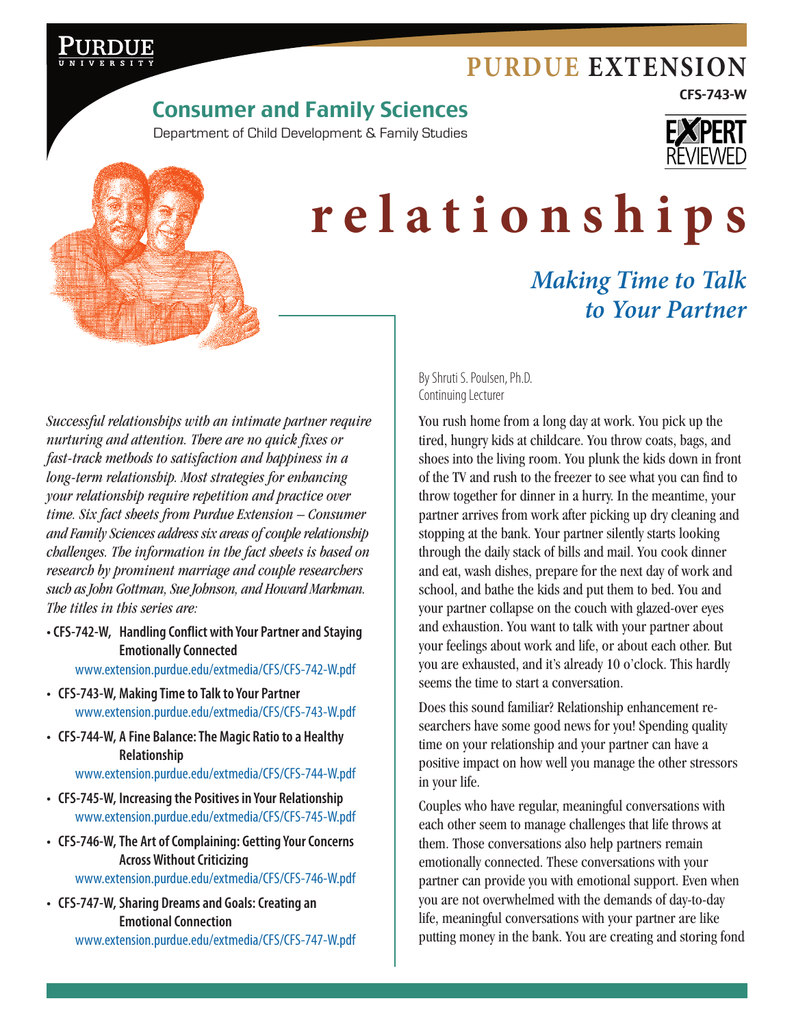PURDUE UNIVERSITY

# PURDUE EXTENSION

CFS-743-W

## Consumer and Family Sciences

Department of Child Development & Family Studies

EXPERT REVIEWED

# relationships

## *Making Time to Talk to Your Partner*

*Successful relationships with an intimate partner require nurturing and attention. There are no quick fixes or fast-track methods to satisfaction and happiness in a long-term relationship. Most strategies for enhancing your relationship require repetition and practice over time. Six fact sheets from Purdue Extension – Consumer and Family Sciences address six areas of couple relationship challenges. The information in the fact sheets is based on research by prominent marriage and couple researchers such as John Gottman, Sue Johnson, and Howard Markman. The titles in this series are:*

- **CFS-742-W, Handling Conflict with Your Partner and Staying Emotionally Connected**
  www.extension.purdue.edu/extmedia/CFS/CFS-742-W.pdf
- **CFS-743-W, Making Time to Talk to Your Partner**
  www.extension.purdue.edu/extmedia/CFS/CFS-743-W.pdf
- **CFS-744-W, A Fine Balance: The Magic Ratio to a Healthy Relationship**
  www.extension.purdue.edu/extmedia/CFS/CFS-744-W.pdf
- **CFS-745-W, Increasing the Positives in Your Relationship**
  www.extension.purdue.edu/extmedia/CFS/CFS-745-W.pdf
- **CFS-746-W, The Art of Complaining: Getting Your Concerns Across Without Criticizing**
  www.extension.purdue.edu/extmedia/CFS/CFS-746-W.pdf
- **CFS-747-W, Sharing Dreams and Goals: Creating an Emotional Connection**
  www.extension.purdue.edu/extmedia/CFS/CFS-747-W.pdf

By Shruti S. Poulsen, Ph.D.
Continuing Lecturer

You rush home from a long day at work. You pick up the tired, hungry kids at childcare. You throw coats, bags, and shoes into the living room. You plunk the kids down in front of the TV and rush to the freezer to see what you can find to throw together for dinner in a hurry. In the meantime, your partner arrives from work after picking up dry cleaning and stopping at the bank. Your partner silently starts looking through the daily stack of bills and mail. You cook dinner and eat, wash dishes, prepare for the next day of work and school, and bathe the kids and put them to bed. You and your partner collapse on the couch with glazed-over eyes and exhaustion. You want to talk with your partner about your feelings about work and life, or about each other. But you are exhausted, and it's already 10 o'clock. This hardly seems the time to start a conversation.

Does this sound familiar? Relationship enhancement researchers have some good news for you! Spending quality time on your relationship and your partner can have a positive impact on how well you manage the other stressors in your life.

Couples who have regular, meaningful conversations with each other seem to manage challenges that life throws at them. Those conversations also help partners remain emotionally connected. These conversations with your partner can provide you with emotional support. Even when you are not overwhelmed with the demands of day-to-day life, meaningful conversations with your partner are like putting money in the bank. You are creating and storing fond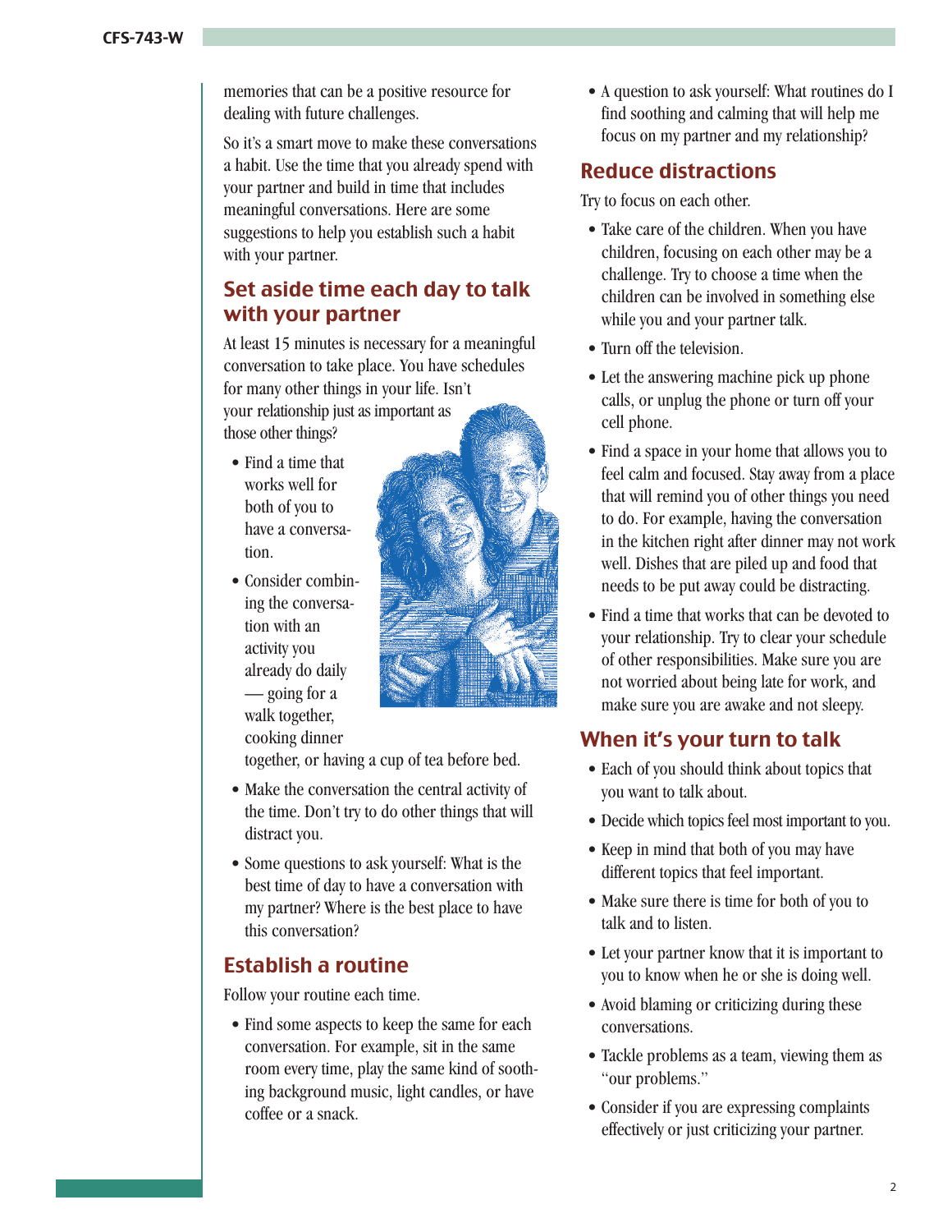memories that can be a positive resource for dealing with future challenges.

So it's a smart move to make these conversations a habit. Use the time that you already spend with your partner and build in time that includes meaningful conversations. Here are some suggestions to help you establish such a habit with your partner.

## Set aside time each day to talk with your partner

At least 15 minutes is necessary for a meaningful conversation to take place. You have schedules for many other things in your life. Isn't your relationship just as important as those other things?

- Find a time that works well for both of you to have a conversation.
- Consider combining the conversation with an activity you already do daily — going for a walk together, cooking dinner together, or having a cup of tea before bed.
- Make the conversation the central activity of the time. Don't try to do other things that will distract you.
- Some questions to ask yourself: What is the best time of day to have a conversation with my partner? Where is the best place to have this conversation?

## Establish a routine

Follow your routine each time.

- Find some aspects to keep the same for each conversation. For example, sit in the same room every time, play the same kind of soothing background music, light candles, or have coffee or a snack.
- A question to ask yourself: What routines do I find soothing and calming that will help me focus on my partner and my relationship?

## Reduce distractions

Try to focus on each other.

- Take care of the children. When you have children, focusing on each other may be a challenge. Try to choose a time when the children can be involved in something else while you and your partner talk.
- Turn off the television.
- Let the answering machine pick up phone calls, or unplug the phone or turn off your cell phone.
- Find a space in your home that allows you to feel calm and focused. Stay away from a place that will remind you of other things you need to do. For example, having the conversation in the kitchen right after dinner may not work well. Dishes that are piled up and food that needs to be put away could be distracting.
- Find a time that works that can be devoted to your relationship. Try to clear your schedule of other responsibilities. Make sure you are not worried about being late for work, and make sure you are awake and not sleepy.

## When it's your turn to talk

- Each of you should think about topics that you want to talk about.
- Decide which topics feel most important to you.
- Keep in mind that both of you may have different topics that feel important.
- Make sure there is time for both of you to talk and to listen.
- Let your partner know that it is important to you to know when he or she is doing well.
- Avoid blaming or criticizing during these conversations.
- Tackle problems as a team, viewing them as "our problems."
- Consider if you are expressing complaints effectively or just criticizing your partner.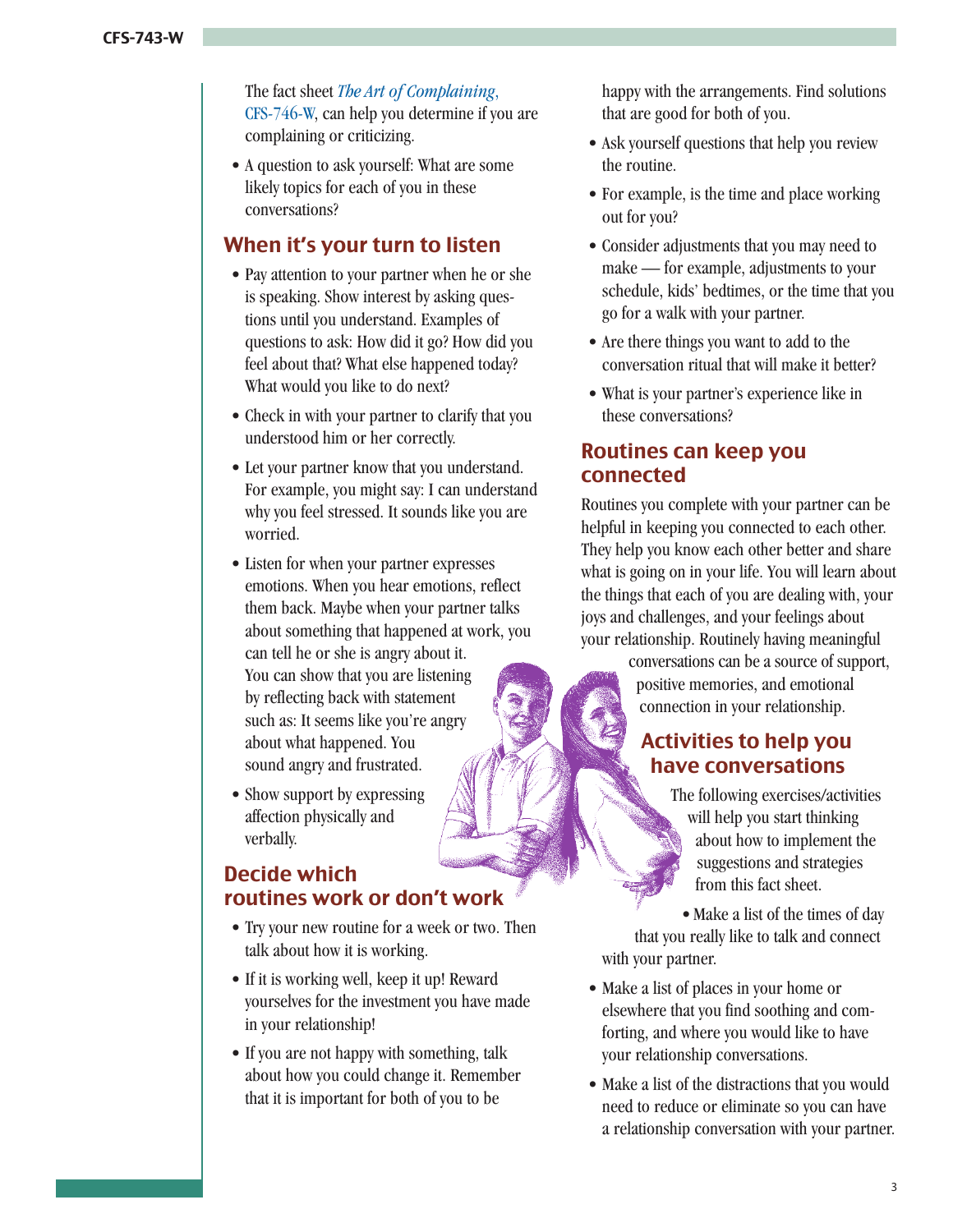The fact sheet *The Art of Complaining*, CFS-746-W, can help you determine if you are complaining or criticizing.

- A question to ask yourself: What are some likely topics for each of you in these conversations?

## When it's your turn to listen

- Pay attention to your partner when he or she is speaking. Show interest by asking questions until you understand. Examples of questions to ask: How did it go? How did you feel about that? What else happened today? What would you like to do next?
- Check in with your partner to clarify that you understood him or her correctly.
- Let your partner know that you understand. For example, you might say: I can understand why you feel stressed. It sounds like you are worried.
- Listen for when your partner expresses emotions. When you hear emotions, reflect them back. Maybe when your partner talks about something that happened at work, you can tell he or she is angry about it. You can show that you are listening by reflecting back with statement such as: It seems like you're angry about what happened. You sound angry and frustrated.
- Show support by expressing affection physically and verbally.

## Decide which routines work or don't work

- Try your new routine for a week or two. Then talk about how it is working.
- If it is working well, keep it up! Reward yourselves for the investment you have made in your relationship!
- If you are not happy with something, talk about how you could change it. Remember that it is important for both of you to be happy with the arrangements. Find solutions that are good for both of you.
- Ask yourself questions that help you review the routine.
- For example, is the time and place working out for you?
- Consider adjustments that you may need to make — for example, adjustments to your schedule, kids' bedtimes, or the time that you go for a walk with your partner.
- Are there things you want to add to the conversation ritual that will make it better?
- What is your partner's experience like in these conversations?

## Routines can keep you connected

Routines you complete with your partner can be helpful in keeping you connected to each other. They help you know each other better and share what is going on in your life. You will learn about the things that each of you are dealing with, your joys and challenges, and your feelings about your relationship. Routinely having meaningful conversations can be a source of support, positive memories, and emotional connection in your relationship.

## Activities to help you have conversations

The following exercises/activities will help you start thinking about how to implement the suggestions and strategies from this fact sheet.

- Make a list of the times of day that you really like to talk and connect with your partner.
- Make a list of places in your home or elsewhere that you find soothing and comforting, and where you would like to have your relationship conversations.
- Make a list of the distractions that you would need to reduce or eliminate so you can have a relationship conversation with your partner.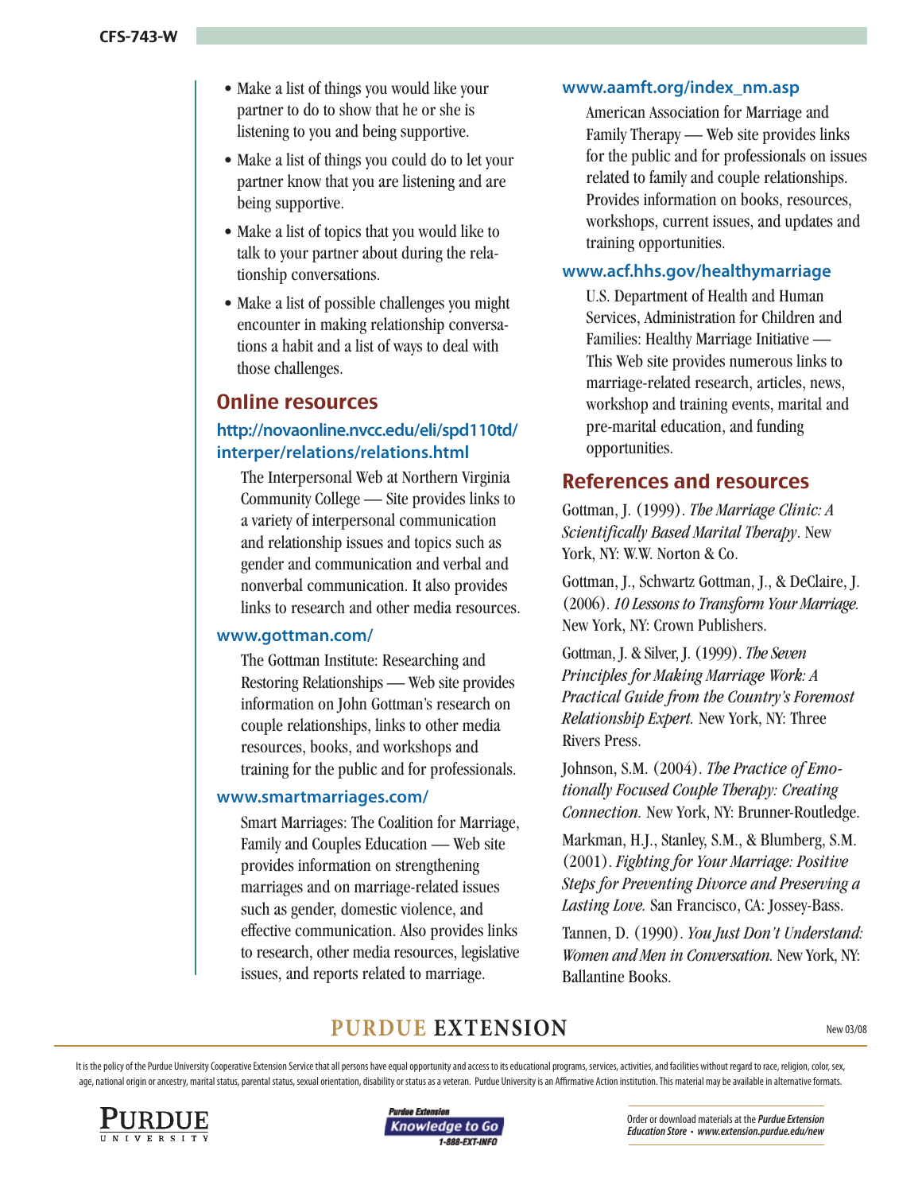- Make a list of things you would like your partner to do to show that he or she is listening to you and being supportive.
- Make a list of things you could do to let your partner know that you are listening and are being supportive.
- Make a list of topics that you would like to talk to your partner about during the relationship conversations.
- Make a list of possible challenges you might encounter in making relationship conversations a habit and a list of ways to deal with those challenges.

## Online resources

### http://novaonline.nvcc.edu/eli/spd110td/interper/relations/relations.html

The Interpersonal Web at Northern Virginia Community College — Site provides links to a variety of interpersonal communication and relationship issues and topics such as gender and communication and verbal and nonverbal communication. It also provides links to research and other media resources.

### www.gottman.com/

The Gottman Institute: Researching and Restoring Relationships — Web site provides information on John Gottman's research on couple relationships, links to other media resources, books, and workshops and training for the public and for professionals.

### www.smartmarriages.com/

Smart Marriages: The Coalition for Marriage, Family and Couples Education — Web site provides information on strengthening marriages and on marriage-related issues such as gender, domestic violence, and effective communication. Also provides links to research, other media resources, legislative issues, and reports related to marriage.

### www.aamft.org/index_nm.asp

American Association for Marriage and Family Therapy — Web site provides links for the public and for professionals on issues related to family and couple relationships. Provides information on books, resources, workshops, current issues, and updates and training opportunities.

### www.acf.hhs.gov/healthymarriage

U.S. Department of Health and Human Services, Administration for Children and Families: Healthy Marriage Initiative — This Web site provides numerous links to marriage-related research, articles, news, workshop and training events, marital and pre-marital education, and funding opportunities.

## References and resources

Gottman, J. (1999). *The Marriage Clinic: A Scientifically Based Marital Therapy*. New York, NY: W.W. Norton & Co.

Gottman, J., Schwartz Gottman, J., & DeClaire, J. (2006). *10 Lessons to Transform Your Marriage.* New York, NY: Crown Publishers.

Gottman, J. & Silver, J. (1999). *The Seven Principles for Making Marriage Work: A Practical Guide from the Country's Foremost Relationship Expert.* New York, NY: Three Rivers Press.

Johnson, S.M. (2004). *The Practice of Emotionally Focused Couple Therapy: Creating Connection.* New York, NY: Brunner-Routledge.

Markman, H.J., Stanley, S.M., & Blumberg, S.M. (2001). *Fighting for Your Marriage: Positive Steps for Preventing Divorce and Preserving a Lasting Love.* San Francisco, CA: Jossey-Bass.

Tannen, D. (1990). *You Just Don't Understand: Women and Men in Conversation.* New York, NY: Ballantine Books.

PURDUE EXTENSION

New 03/08

It is the policy of the Purdue University Cooperative Extension Service that all persons have equal opportunity and access to its educational programs, services, activities, and facilities without regard to race, religion, color, sex, age, national origin or ancestry, marital status, parental status, sexual orientation, disability or status as a veteran. Purdue University is an Affirmative Action institution. This material may be available in alternative formats.

Purdue Extension Knowledge to Go 1-888-EXT-INFO

Order or download materials at the *Purdue Extension Education Store • www.extension.purdue.edu/new*